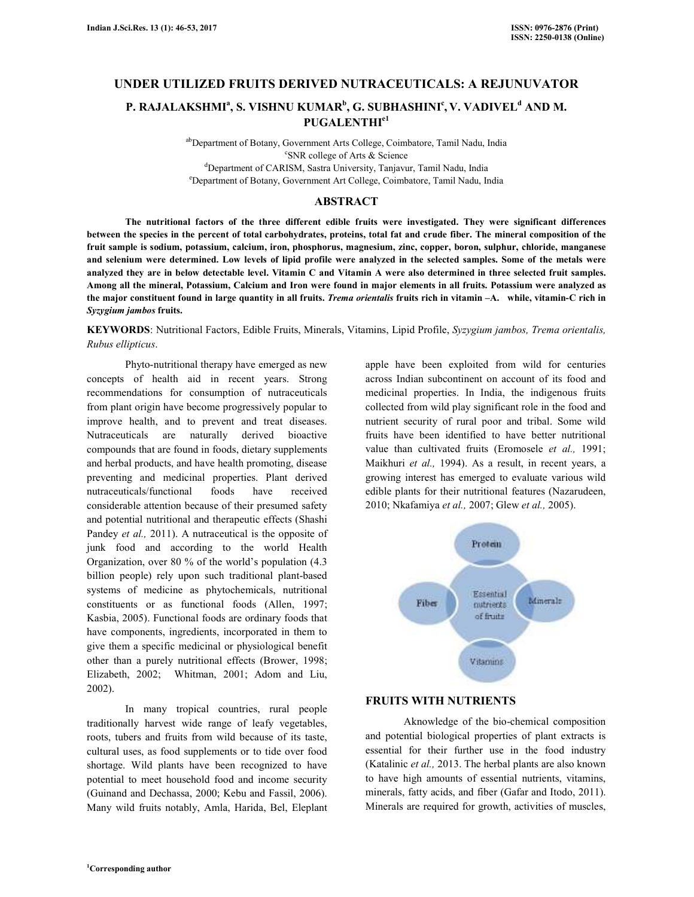# UNDER UTILIZED FRUITS DERIVED NUTRACEUTICALS: A REJUNUVATOR

**P. RAJALAKSHMI[a], S. VISHNU KUMAR[b], G. SUBHASHINI[c], V. VADIVEL[d] AND M. PUGALENTHI[e1]**

[ab]Department of Botany, Government Arts College, Coimbatore, Tamil Nadu, India
[c]SNR college of Arts & Science
[d]Department of CARISM, Sastra University, Tanjavur, Tamil Nadu, India
[e]Department of Botany, Government Art College, Coimbatore, Tamil Nadu, India

## ABSTRACT

**The nutritional factors of the three different edible fruits were investigated. They were significant differences between the species in the percent of total carbohydrates, proteins, total fat and crude fiber. The mineral composition of the fruit sample is sodium, potassium, calcium, iron, phosphorus, magnesium, zinc, copper, boron, sulphur, chloride, manganese and selenium were determined. Low levels of lipid profile were analyzed in the selected samples. Some of the metals were analyzed they are in below detectable level. Vitamin C and Vitamin A were also determined in three selected fruit samples. Among all the mineral, Potassium, Calcium and Iron were found in major elements in all fruits. Potassium were analyzed as the major constituent found in large quantity in all fruits. *Trema orientalis* fruits rich in vitamin –A. while, vitamin-C rich in *Syzygium jambos* fruits.**

**KEYWORDS**: Nutritional Factors, Edible Fruits, Minerals, Vitamins, Lipid Profile, *Syzygium jambos, Trema orientalis, Rubus ellipticus*.

Phyto-nutritional therapy have emerged as new concepts of health aid in recent years. Strong recommendations for consumption of nutraceuticals from plant origin have become progressively popular to improve health, and to prevent and treat diseases. Nutraceuticals are naturally derived bioactive compounds that are found in foods, dietary supplements and herbal products, and have health promoting, disease preventing and medicinal properties. Plant derived nutraceuticals/functional foods have received considerable attention because of their presumed safety and potential nutritional and therapeutic effects (Shashi Pandey *et al.,* 2011). A nutraceutical is the opposite of junk food and according to the world Health Organization, over 80 % of the world's population (4.3 billion people) rely upon such traditional plant-based systems of medicine as phytochemicals, nutritional constituents or as functional foods (Allen, 1997; Kasbia, 2005). Functional foods are ordinary foods that have components, ingredients, incorporated in them to give them a specific medicinal or physiological benefit other than a purely nutritional effects (Brower, 1998; Elizabeth, 2002; Whitman, 2001; Adom and Liu, 2002).

In many tropical countries, rural people traditionally harvest wide range of leafy vegetables, roots, tubers and fruits from wild because of its taste, cultural uses, as food supplements or to tide over food shortage. Wild plants have been recognized to have potential to meet household food and income security (Guinand and Dechassa, 2000; Kebu and Fassil, 2006). Many wild fruits notably, Amla, Harida, Bel, Eleplant apple have been exploited from wild for centuries across Indian subcontinent on account of its food and medicinal properties. In India, the indigenous fruits collected from wild play significant role in the food and nutrient security of rural poor and tribal. Some wild fruits have been identified to have better nutritional value than cultivated fruits (Eromosele *et al.,* 1991; Maikhuri *et al.,* 1994). As a result, in recent years, a growing interest has emerged to evaluate various wild edible plants for their nutritional features (Nazarudeen, 2010; Nkafamiya *et al.,* 2007; Glew *et al.,* 2005).

Protein

Fiber

Essential nutrients of fruits

Minerals

Vitamins

## FRUITS WITH NUTRIENTS

Aknowledge of the bio-chemical composition and potential biological properties of plant extracts is essential for their further use in the food industry (Katalinic *et al.,* 2013. The herbal plants are also known to have high amounts of essential nutrients, vitamins, minerals, fatty acids, and fiber (Gafar and Itodo, 2011). Minerals are required for growth, activities of muscles,

[1]Corresponding author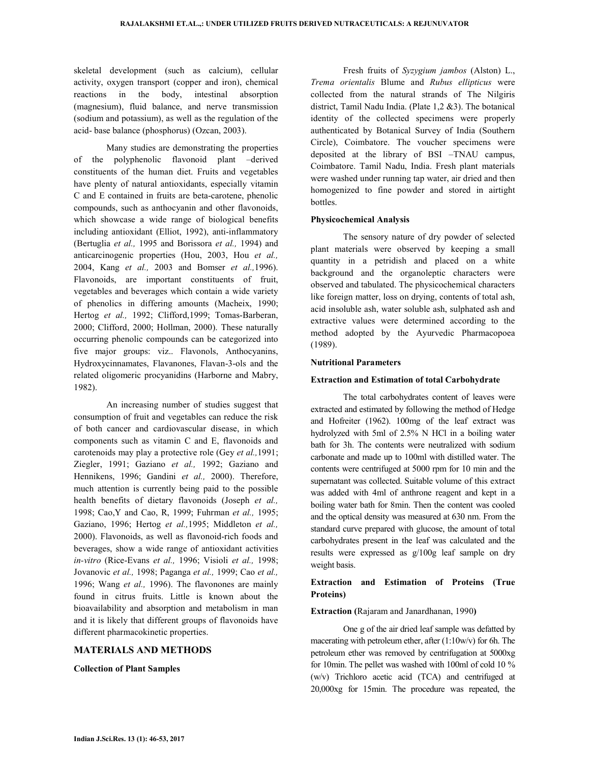skeletal development (such as calcium), cellular activity, oxygen transport (copper and iron), chemical reactions in the body, intestinal absorption (magnesium), fluid balance, and nerve transmission (sodium and potassium), as well as the regulation of the acid- base balance (phosphorus) (Ozcan, 2003).

Many studies are demonstrating the properties of the polyphenolic flavonoid plant –derived constituents of the human diet. Fruits and vegetables have plenty of natural antioxidants, especially vitamin C and E contained in fruits are beta-carotene, phenolic compounds, such as anthocyanin and other flavonoids, which showcase a wide range of biological benefits including antioxidant (Elliot, 1992), anti-inflammatory (Bertuglia *et al.,* 1995 and Borissora *et al.,* 1994) and anticarcinogenic properties (Hou, 2003, Hou *et al.,* 2004, Kang *et al.,* 2003 and Bomser *et al.,*1996). Flavonoids, are important constituents of fruit, vegetables and beverages which contain a wide variety of phenolics in differing amounts (Macheix, 1990; Hertog *et al.,* 1992; Clifford,1999; Tomas-Barberan, 2000; Clifford, 2000; Hollman, 2000). These naturally occurring phenolic compounds can be categorized into five major groups: viz.. Flavonols, Anthocyanins, Hydroxycinnamates, Flavanones, Flavan-3-ols and the related oligomeric procyanidins (Harborne and Mabry, 1982).

An increasing number of studies suggest that consumption of fruit and vegetables can reduce the risk of both cancer and cardiovascular disease, in which components such as vitamin C and E, flavonoids and carotenoids may play a protective role (Gey *et al.,*1991; Ziegler, 1991; Gaziano *et al.,* 1992; Gaziano and Hennikens, 1996; Gandini *et al.,* 2000). Therefore, much attention is currently being paid to the possible health benefits of dietary flavonoids (Joseph *et al.,* 1998; Cao,Y and Cao, R, 1999; Fuhrman *et al.,* 1995; Gaziano, 1996; Hertog *et al.,*1995; Middleton *et al.,* 2000). Flavonoids, as well as flavonoid-rich foods and beverages, show a wide range of antioxidant activities *in-vitro* (Rice-Evans *et al.,* 1996; Visioli *et al.,* 1998; Jovanovic *et al.,* 1998; Paganga *et al.,* 1999; Cao *et al.,* 1996; Wang *et al.,* 1996). The flavonones are mainly found in citrus fruits. Little is known about the bioavailability and absorption and metabolism in man and it is likely that different groups of flavonoids have different pharmacokinetic properties.

## MATERIALS AND METHODS

### Collection of Plant Samples

Fresh fruits of *Syzygium jambos* (Alston) L., *Trema orientalis* Blume and *Rubus ellipticus* were collected from the natural strands of The Nilgiris district, Tamil Nadu India. (Plate 1,2 &3). The botanical identity of the collected specimens were properly authenticated by Botanical Survey of India (Southern Circle), Coimbatore. The voucher specimens were deposited at the library of BSI –TNAU campus, Coimbatore. Tamil Nadu, India. Fresh plant materials were washed under running tap water, air dried and then homogenized to fine powder and stored in airtight bottles.

### Physicochemical Analysis

The sensory nature of dry powder of selected plant materials were observed by keeping a small quantity in a petridish and placed on a white background and the organoleptic characters were observed and tabulated. The physicochemical characters like foreign matter, loss on drying, contents of total ash, acid insoluble ash, water soluble ash, sulphated ash and extractive values were determined according to the method adopted by the Ayurvedic Pharmacopoea (1989).

### Nutritional Parameters

### Extraction and Estimation of total Carbohydrate

The total carbohydrates content of leaves were extracted and estimated by following the method of Hedge and Hofreiter (1962). 100mg of the leaf extract was hydrolyzed with 5ml of 2.5% N HCl in a boiling water bath for 3h. The contents were neutralized with sodium carbonate and made up to 100ml with distilled water. The contents were centrifuged at 5000 rpm for 10 min and the supernatant was collected. Suitable volume of this extract was added with 4ml of anthrone reagent and kept in a boiling water bath for 8min. Then the content was cooled and the optical density was measured at 630 nm. From the standard curve prepared with glucose, the amount of total carbohydrates present in the leaf was calculated and the results were expressed as g/100g leaf sample on dry weight basis.

### Extraction and Estimation of Proteins (True Proteins)

**Extraction (**Rajaram and Janardhanan, 1990**)**

One g of the air dried leaf sample was defatted by macerating with petroleum ether, after (1:10w/v) for 6h. The petroleum ether was removed by centrifugation at 5000xg for 10min. The pellet was washed with 100ml of cold 10 % (w/v) Trichloro acetic acid (TCA) and centrifuged at 20,000xg for 15min. The procedure was repeated, the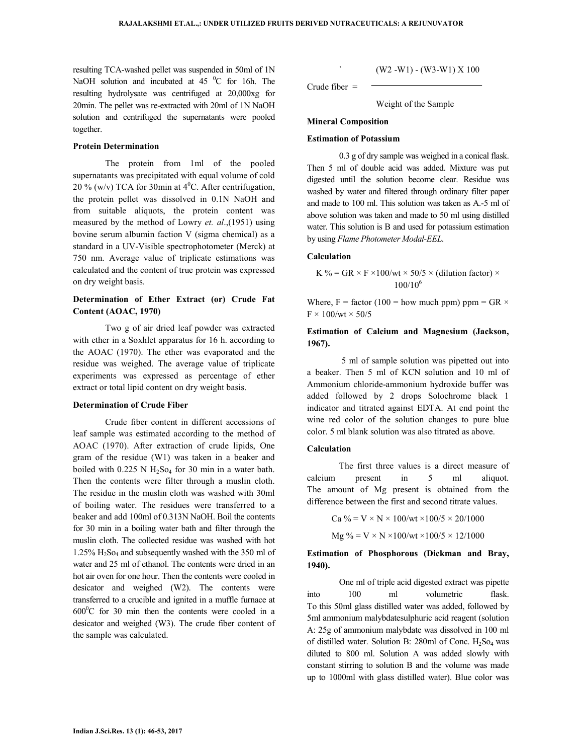resulting TCA-washed pellet was suspended in 50ml of 1N NaOH solution and incubated at 45 $^0$C for 16h. The resulting hydrolysate was centrifuged at 20,000xg for 20min. The pellet was re-extracted with 20ml of 1N NaOH solution and centrifuged the supernatants were pooled together.

### Protein Determination

The protein from 1ml of the pooled supernatants was precipitated with equal volume of cold 20 % (w/v) TCA for 30min at 4$^0$C. After centrifugation, the protein pellet was dissolved in 0.1N NaOH and from suitable aliquots, the protein content was measured by the method of Lowry *et. al*.,(1951) using bovine serum albumin faction V (sigma chemical) as a standard in a UV-Visible spectrophotometer (Merck) at 750 nm. Average value of triplicate estimations was calculated and the content of true protein was expressed on dry weight basis.

### Determination of Ether Extract (or) Crude Fat Content (AOAC, 1970)

Two g of air dried leaf powder was extracted with ether in a Soxhlet apparatus for 16 h. according to the AOAC (1970). The ether was evaporated and the residue was weighed. The average value of triplicate experiments was expressed as percentage of ether extract or total lipid content on dry weight basis.

### Determination of Crude Fiber

Crude fiber content in different accessions of leaf sample was estimated according to the method of AOAC (1970). After extraction of crude lipids, One gram of the residue (W1) was taken in a beaker and boiled with 0.225 N $H_2So_4$ for 30 min in a water bath. Then the contents were filter through a muslin cloth. The residue in the muslin cloth was washed with 30ml of boiling water. The residues were transferred to a beaker and add 100ml of 0.313N NaOH. Boil the contents for 30 min in a boiling water bath and filter through the muslin cloth. The collected residue was washed with hot 1.25% $H_2So_4$ and subsequently washed with the 350 ml of water and 25 ml of ethanol. The contents were dried in an hot air oven for one hour. Then the contents were cooled in desicator and weighed (W2). The contents were transferred to a crucible and ignited in a muffle furnace at 600$^0$C for 30 min then the contents were cooled in a desicator and weighed (W3). The crude fiber content of the sample was calculated.

$$\text{Crude fiber} = \frac{(W2 - W1) - (W3 - W1) \times 100}{\text{Weight of the Sample}}$$

### Mineral Composition

### Estimation of Potassium

0.3 g of dry sample was weighed in a conical flask. Then 5 ml of double acid was added. Mixture was put digested until the solution become clear. Residue was washed by water and filtered through ordinary filter paper and made to 100 ml. This solution was taken as A.-5 ml of above solution was taken and made to 50 ml using distilled water. This solution is B and used for potassium estimation by using *Flame Photometer Modal-EEL*.

### Calculation

$$K\ \% = GR \times F \times 100/wt \times 50/5 \times (\text{dilution factor}) \times 100/10^6$$

Where, F = factor (100 = how much ppm) ppm = GR × F × 100/wt × 50/5

### Estimation of Calcium and Magnesium (Jackson, 1967).

5 ml of sample solution was pipetted out into a beaker. Then 5 ml of KCN solution and 10 ml of Ammonium chloride-ammonium hydroxide buffer was added followed by 2 drops Solochrome black 1 indicator and titrated against EDTA. At end point the wine red color of the solution changes to pure blue color. 5 ml blank solution was also titrated as above.

### Calculation

The first three values is a direct measure of calcium present in 5 ml aliquot. The amount of Mg present is obtained from the difference between the first and second titrate values.

$$Ca\ \% = V \times N \times 100/wt \times 100/5 \times 20/1000$$

$$Mg\ \% = V \times N \times 100/wt \times 100/5 \times 12/1000$$

### Estimation of Phosphorous (Dickman and Bray, 1940).

One ml of triple acid digested extract was pipette into 100 ml volumetric flask. To this 50ml glass distilled water was added, followed by 5ml ammonium malybdatesulphuric acid reagent (solution A: 25g of ammonium malybdate was dissolved in 100 ml of distilled water. Solution B: 280ml of Conc. $H_2So_4$ was diluted to 800 ml. Solution A was added slowly with constant stirring to solution B and the volume was made up to 1000ml with glass distilled water). Blue color was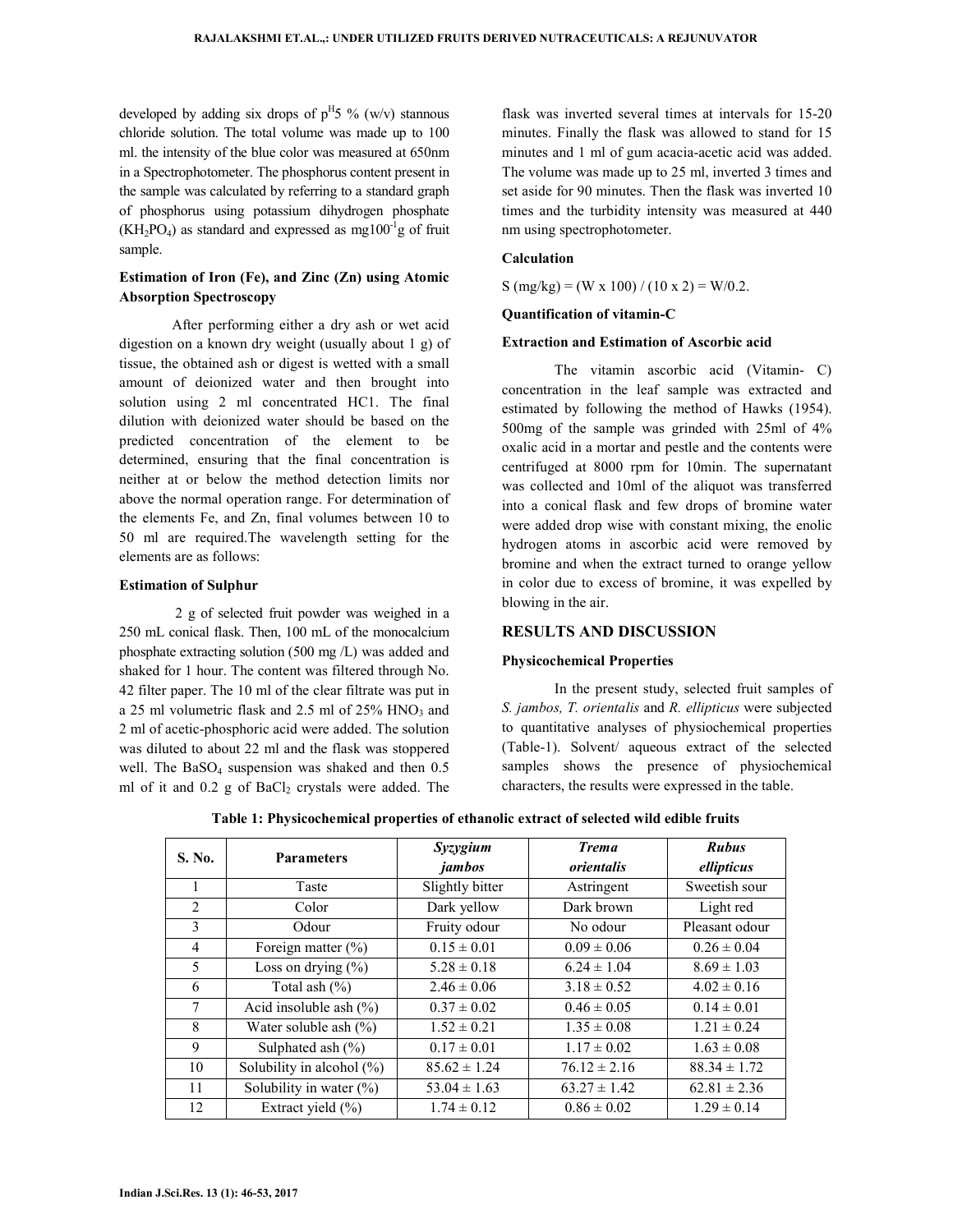developed by adding six drops of $p^{H}5$ % (w/v) stannous chloride solution. The total volume was made up to 100 ml. the intensity of the blue color was measured at 650nm in a Spectrophotometer. The phosphorus content present in the sample was calculated by referring to a standard graph of phosphorus using potassium dihydrogen phosphate ($KH_2PO_4$) as standard and expressed as $mg100^{-1}g$ of fruit sample.

### Estimation of Iron (Fe), and Zinc (Zn) using Atomic Absorption Spectroscopy

After performing either a dry ash or wet acid digestion on a known dry weight (usually about 1 g) of tissue, the obtained ash or digest is wetted with a small amount of deionized water and then brought into solution using 2 ml concentrated HC1. The final dilution with deionized water should be based on the predicted concentration of the element to be determined, ensuring that the final concentration is neither at or below the method detection limits nor above the normal operation range. For determination of the elements Fe, and Zn, final volumes between 10 to 50 ml are required.The wavelength setting for the elements are as follows:

### Estimation of Sulphur

2 g of selected fruit powder was weighed in a 250 mL conical flask. Then, 100 mL of the monocalcium phosphate extracting solution (500 mg /L) was added and shaked for 1 hour. The content was filtered through No. 42 filter paper. The 10 ml of the clear filtrate was put in a 25 ml volumetric flask and 2.5 ml of 25% $HNO_3$ and 2 ml of acetic-phosphoric acid were added. The solution was diluted to about 22 ml and the flask was stoppered well. The $BaSO_4$ suspension was shaked and then 0.5 ml of it and 0.2 g of $BaCl_2$ crystals were added. The flask was inverted several times at intervals for 15-20 minutes. Finally the flask was allowed to stand for 15 minutes and 1 ml of gum acacia-acetic acid was added. The volume was made up to 25 ml, inverted 3 times and set aside for 90 minutes. Then the flask was inverted 10 times and the turbidity intensity was measured at 440 nm using spectrophotometer.

### Calculation

$S (mg/kg) = (W \times 100) / (10 \times 2) = W/0.2.$

### Quantification of vitamin-C

### Extraction and Estimation of Ascorbic acid

The vitamin ascorbic acid (Vitamin- C) concentration in the leaf sample was extracted and estimated by following the method of Hawks (1954). 500mg of the sample was grinded with 25ml of 4% oxalic acid in a mortar and pestle and the contents were centrifuged at 8000 rpm for 10min. The supernatant was collected and 10ml of the aliquot was transferred into a conical flask and few drops of bromine water were added drop wise with constant mixing, the enolic hydrogen atoms in ascorbic acid were removed by bromine and when the extract turned to orange yellow in color due to excess of bromine, it was expelled by blowing in the air.

## RESULTS AND DISCUSSION

### Physicochemical Properties

In the present study, selected fruit samples of *S. jambos, T. orientalis* and *R. ellipticus* were subjected to quantitative analyses of physiochemical properties (Table-1). Solvent/ aqueous extract of the selected samples shows the presence of physiochemical characters, the results were expressed in the table.

**Table 1: Physicochemical properties of ethanolic extract of selected wild edible fruits**

| S. No. | Parameters | *Syzygium jambos* | *Trema orientalis* | *Rubus ellipticus* |
|---|---|---|---|---|
| 1 | Taste | Slightly bitter | Astringent | Sweetish sour |
| 2 | Color | Dark yellow | Dark brown | Light red |
| 3 | Odour | Fruity odour | No odour | Pleasant odour |
| 4 | Foreign matter (%) | 0.15 ± 0.01 | 0.09 ± 0.06 | 0.26 ± 0.04 |
| 5 | Loss on drying (%) | 5.28 ± 0.18 | 6.24 ± 1.04 | 8.69 ± 1.03 |
| 6 | Total ash (%) | 2.46 ± 0.06 | 3.18 ± 0.52 | 4.02 ± 0.16 |
| 7 | Acid insoluble ash (%) | 0.37 ± 0.02 | 0.46 ± 0.05 | 0.14 ± 0.01 |
| 8 | Water soluble ash (%) | 1.52 ± 0.21 | 1.35 ± 0.08 | 1.21 ± 0.24 |
| 9 | Sulphated ash (%) | 0.17 ± 0.01 | 1.17 ± 0.02 | 1.63 ± 0.08 |
| 10 | Solubility in alcohol (%) | 85.62 ± 1.24 | 76.12 ± 2.16 | 88.34 ± 1.72 |
| 11 | Solubility in water (%) | 53.04 ± 1.63 | 63.27 ± 1.42 | 62.81 ± 2.36 |
| 12 | Extract yield (%) | 1.74 ± 0.12 | 0.86 ± 0.02 | 1.29 ± 0.14 |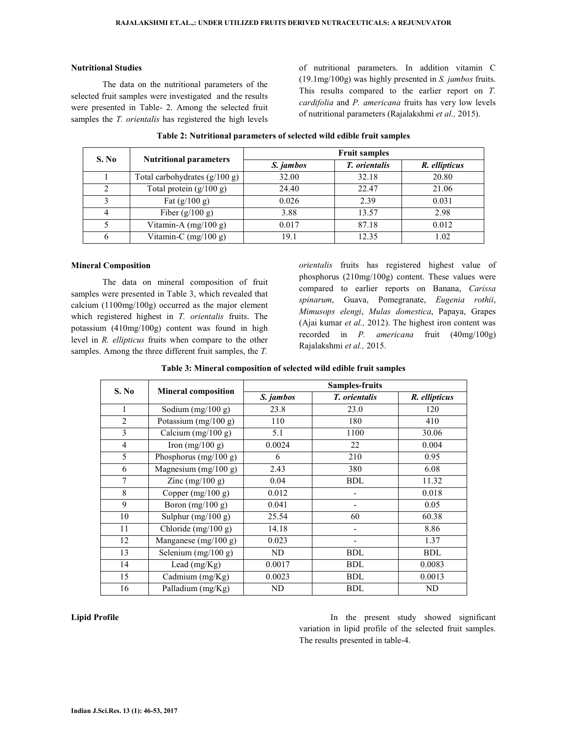### Nutritional Studies

The data on the nutritional parameters of the selected fruit samples were investigated and the results were presented in Table- 2. Among the selected fruit samples the *T. orientalis* has registered the high levels of nutritional parameters. In addition vitamin C (19.1mg/100g) was highly presented in *S. jambos* fruits. This results compared to the earlier report on *T. cardifolia* and *P. americana* fruits has very low levels of nutritional parameters (Rajalakshmi *et al.,* 2015).

**Table 2: Nutritional parameters of selected wild edible fruit samples**

| S. No | Nutritional parameters | Fruit samples | | |
|---|---|---|---|---|
| | | *S. jambos* | *T. orientalis* | *R. ellipticus* |
| 1 | Total carbohydrates (g/100 g) | 32.00 | 32.18 | 20.80 |
| 2 | Total protein (g/100 g) | 24.40 | 22.47 | 21.06 |
| 3 | Fat (g/100 g) | 0.026 | 2.39 | 0.031 |
| 4 | Fiber (g/100 g) | 3.88 | 13.57 | 2.98 |
| 5 | Vitamin-A (mg/100 g) | 0.017 | 87.18 | 0.012 |
| 6 | Vitamin-C (mg/100 g) | 19.1 | 12.35 | 1.02 |

### Mineral Composition

The data on mineral composition of fruit samples were presented in Table 3, which revealed that calcium (1100mg/100g) occurred as the major element which registered highest in *T. orientalis* fruits. The potassium (410mg/100g) content was found in high level in *R. ellipticus* fruits when compare to the other samples. Among the three different fruit samples, the *T. orientalis* fruits has registered highest value of phosphorus (210mg/100g) content. These values were compared to earlier reports on Banana, *Carissa spinarum*, Guava, Pomegranate, *Eugenia rothii*, *Mimusops elengi*, *Mulas domestica*, Papaya, Grapes (Ajai kumar *et al.,* 2012). The highest iron content was recorded in *P. americana* fruit (40mg/100g) Rajalakshmi *et al.,* 2015.

**Table 3: Mineral composition of selected wild edible fruit samples**

| S. No | Mineral composition | Samples-fruits | | |
|---|---|---|---|---|
| | | *S. jambos* | *T. orientalis* | *R. ellipticus* |
| 1 | Sodium (mg/100 g) | 23.8 | 23.0 | 120 |
| 2 | Potassium (mg/100 g) | 110 | 180 | 410 |
| 3 | Calcium (mg/100 g) | 5.1 | 1100 | 30.06 |
| 4 | Iron (mg/100 g) | 0.0024 | 22 | 0.004 |
| 5 | Phosphorus (mg/100 g) | 6 | 210 | 0.95 |
| 6 | Magnesium (mg/100 g) | 2.43 | 380 | 6.08 |
| 7 | Zinc (mg/100 g) | 0.04 | BDL | 11.32 |
| 8 | Copper (mg/100 g) | 0.012 | - | 0.018 |
| 9 | Boron (mg/100 g) | 0.041 | - | 0.05 |
| 10 | Sulphur (mg/100 g) | 25.54 | 60 | 60.38 |
| 11 | Chloride (mg/100 g) | 14.18 | - | 8.86 |
| 12 | Manganese (mg/100 g) | 0.023 | - | 1.37 |
| 13 | Selenium (mg/100 g) | ND | BDL | BDL |
| 14 | Lead (mg/Kg) | 0.0017 | BDL | 0.0083 |
| 15 | Cadmium (mg/Kg) | 0.0023 | BDL | 0.0013 |
| 16 | Palladium (mg/Kg) | ND | BDL | ND |

### Lipid Profile

In the present study showed significant variation in lipid profile of the selected fruit samples. The results presented in table-4.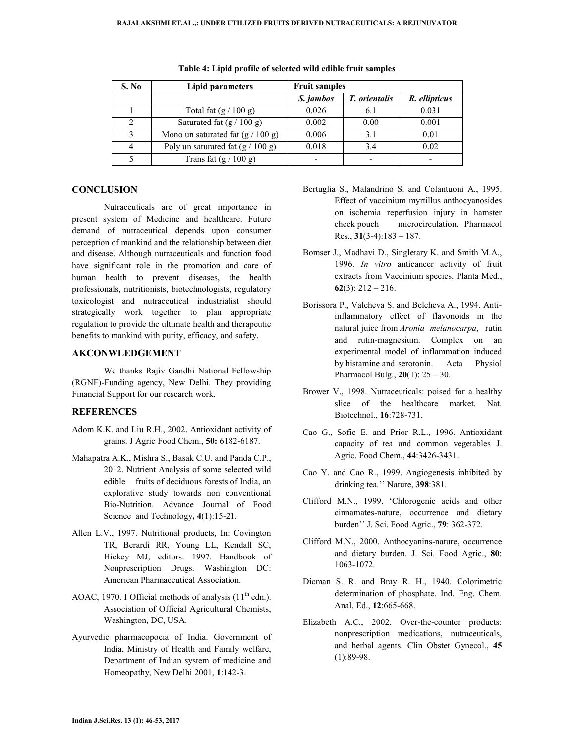Table 4: Lipid profile of selected wild edible fruit samples

| S. No | Lipid parameters | Fruit samples | | |
|---|---|---|---|---|
| | | *S. jambos* | *T. orientalis* | *R. ellipticus* |
| 1 | Total fat (g / 100 g) | 0.026 | 6.1 | 0.031 |
| 2 | Saturated fat (g / 100 g) | 0.002 | 0.00 | 0.001 |
| 3 | Mono un saturated fat (g / 100 g) | 0.006 | 3.1 | 0.01 |
| 4 | Poly un saturated fat (g / 100 g) | 0.018 | 3.4 | 0.02 |
| 5 | Trans fat (g / 100 g) | - | - | - |

## CONCLUSION

Nutraceuticals are of great importance in present system of Medicine and healthcare. Future demand of nutraceutical depends upon consumer perception of mankind and the relationship between diet and disease. Although nutraceuticals and function food have significant role in the promotion and care of human health to prevent diseases, the health professionals, nutritionists, biotechnologists, regulatory toxicologist and nutraceutical industrialist should strategically work together to plan appropriate regulation to provide the ultimate health and therapeutic benefits to mankind with purity, efficacy, and safety.

## AKCONWLEDGEMENT

We thanks Rajiv Gandhi National Fellowship (RGNF)-Funding agency, New Delhi. They providing Financial Support for our research work.

## REFERENCES

Adom K.K. and Liu R.H., 2002. Antioxidant activity of grains. J Agric Food Chem., **50:** 6182-6187.

Mahapatra A.K., Mishra S., Basak C.U. and Panda C.P., 2012. Nutrient Analysis of some selected wild edible fruits of deciduous forests of India, an explorative study towards non conventional Bio-Nutrition. Advance Journal of Food Science and Technology**, 4**(1):15-21.

Allen L.V., 1997. Nutritional products, In: Covington TR, Berardi RR, Young LL, Kendall SC, Hickey MJ, editors. 1997. Handbook of Nonprescription Drugs. Washington DC: American Pharmaceutical Association.

AOAC, 1970. I Official methods of analysis (11th edn.). Association of Official Agricultural Chemists, Washington, DC, USA.

Ayurvedic pharmacopoeia of India. Government of India, Ministry of Health and Family welfare, Department of Indian system of medicine and Homeopathy, New Delhi 2001, **1**:142-3.

Bertuglia S., Malandrino S. and Colantuoni A., 1995. Effect of vaccinium myrtillus anthocyanosides on ischemia reperfusion injury in hamster cheek pouch microcirculation. Pharmacol Res., **31**(3-4):183 – 187.

Bomser J., Madhavi D., Singletary K. and Smith M.A., 1996. *In vitro* anticancer activity of fruit extracts from Vaccinium species. Planta Med., **62**(3): 212 – 216.

Borissora P., Valcheva S. and Belcheva A., 1994. Anti-inflammatory effect of flavonoids in the natural juice from *Aronia melanocarpa*, rutin and rutin-magnesium. Complex on an experimental model of inflammation induced by histamine and serotonin. Acta Physiol Pharmacol Bulg., **20**(1): 25 – 30.

Brower V., 1998. Nutraceuticals: poised for a healthy slice of the healthcare market. Nat. Biotechnol., **16**:728-731.

Cao G., Sofic E. and Prior R.L., 1996. Antioxidant capacity of tea and common vegetables J. Agric. Food Chem., **44**:3426-3431.

Cao Y. and Cao R., 1999. Angiogenesis inhibited by drinking tea.'' Nature, **398**:381.

Clifford M.N., 1999. 'Chlorogenic acids and other cinnamates-nature, occurrence and dietary burden'' J. Sci. Food Agric., **79**: 362-372.

Clifford M.N., 2000. Anthocyanins-nature, occurrence and dietary burden. J. Sci. Food Agric., **80**: 1063-1072.

Dicman S. R. and Bray R. H., 1940. Colorimetric determination of phosphate. Ind. Eng. Chem. Anal. Ed., **12**:665-668.

Elizabeth A.C., 2002. Over-the-counter products: nonprescription medications, nutraceuticals, and herbal agents. Clin Obstet Gynecol., **45** (1):89-98.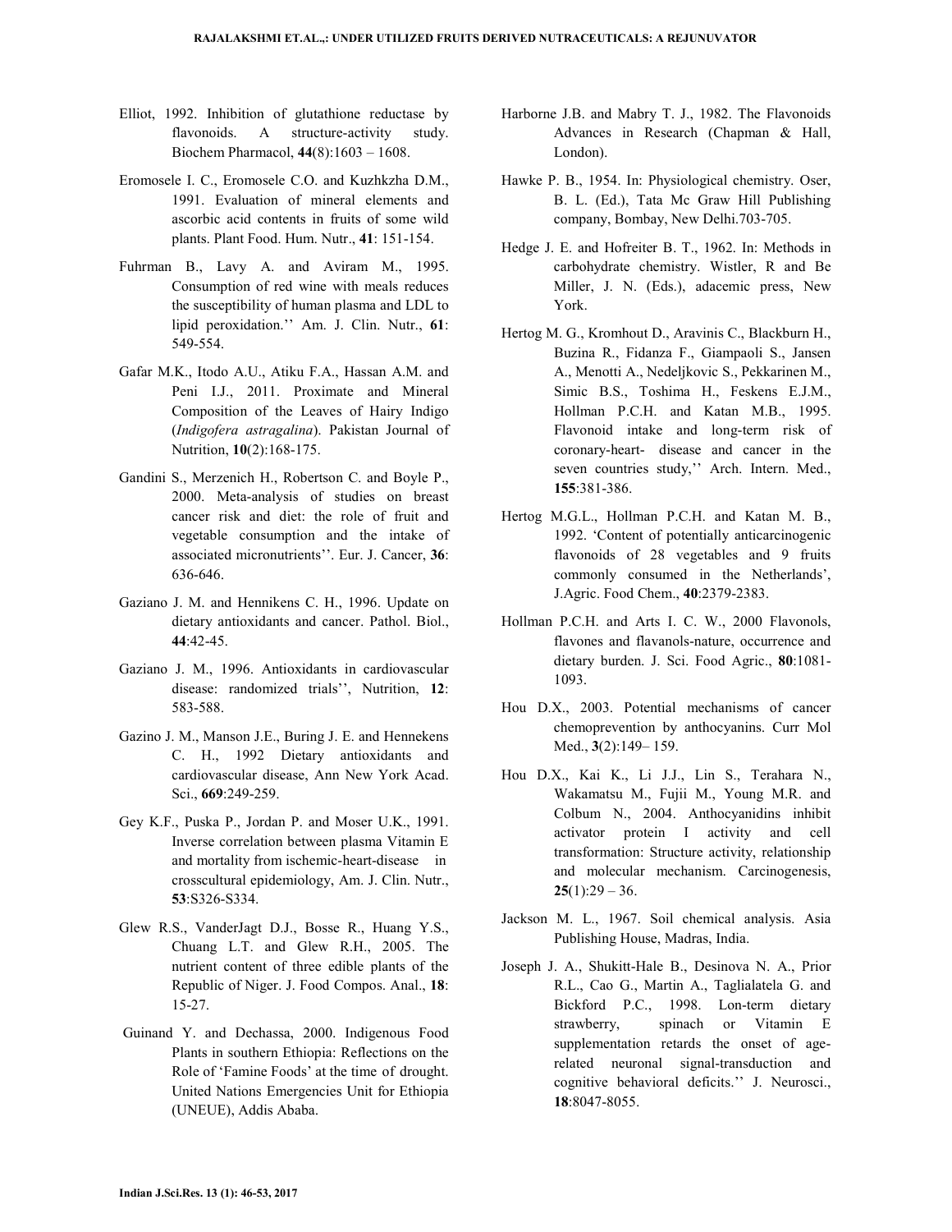Elliot, 1992. Inhibition of glutathione reductase by flavonoids. A structure-activity study. Biochem Pharmacol, **44**(8):1603 – 1608.

Eromosele I. C., Eromosele C.O. and Kuzhkzha D.M., 1991. Evaluation of mineral elements and ascorbic acid contents in fruits of some wild plants. Plant Food. Hum. Nutr., **41**: 151-154.

Fuhrman B., Lavy A. and Aviram M., 1995. Consumption of red wine with meals reduces the susceptibility of human plasma and LDL to lipid peroxidation.'' Am. J. Clin. Nutr., **61**: 549-554.

Gafar M.K., Itodo A.U., Atiku F.A., Hassan A.M. and Peni I.J., 2011. Proximate and Mineral Composition of the Leaves of Hairy Indigo (*Indigofera astragalina*). Pakistan Journal of Nutrition, **10**(2):168-175.

Gandini S., Merzenich H., Robertson C. and Boyle P., 2000. Meta-analysis of studies on breast cancer risk and diet: the role of fruit and vegetable consumption and the intake of associated micronutrients''. Eur. J. Cancer, **36**: 636-646.

Gaziano J. M. and Hennikens C. H., 1996. Update on dietary antioxidants and cancer. Pathol. Biol., **44**:42-45.

Gaziano J. M., 1996. Antioxidants in cardiovascular disease: randomized trials'', Nutrition, **12**: 583-588.

Gazino J. M., Manson J.E., Buring J. E. and Hennekens C. H., 1992 Dietary antioxidants and cardiovascular disease, Ann New York Acad. Sci., **669**:249-259.

Gey K.F., Puska P., Jordan P. and Moser U.K., 1991. Inverse correlation between plasma Vitamin E and mortality from ischemic-heart-disease in crosscultural epidemiology, Am. J. Clin. Nutr., **53**:S326-S334.

Glew R.S., VanderJagt D.J., Bosse R., Huang Y.S., Chuang L.T. and Glew R.H., 2005. The nutrient content of three edible plants of the Republic of Niger. J. Food Compos. Anal., **18**: 15-27.

Guinand Y. and Dechassa, 2000. Indigenous Food Plants in southern Ethiopia: Reflections on the Role of 'Famine Foods' at the time of drought. United Nations Emergencies Unit for Ethiopia (UNEUE), Addis Ababa.

Harborne J.B. and Mabry T. J., 1982. The Flavonoids Advances in Research (Chapman & Hall, London).

Hawke P. B., 1954. In: Physiological chemistry. Oser, B. L. (Ed.), Tata Mc Graw Hill Publishing company, Bombay, New Delhi.703-705.

Hedge J. E. and Hofreiter B. T., 1962. In: Methods in carbohydrate chemistry. Wistler, R and Be Miller, J. N. (Eds.), adacemic press, New York.

Hertog M. G., Kromhout D., Aravinis C., Blackburn H., Buzina R., Fidanza F., Giampaoli S., Jansen A., Menotti A., Nedeljkovic S., Pekkarinen M., Simic B.S., Toshima H., Feskens E.J.M., Hollman P.C.H. and Katan M.B., 1995. Flavonoid intake and long-term risk of coronary-heart- disease and cancer in the seven countries study,'' Arch. Intern. Med., **155**:381-386.

Hertog M.G.L., Hollman P.C.H. and Katan M. B., 1992. 'Content of potentially anticarcinogenic flavonoids of 28 vegetables and 9 fruits commonly consumed in the Netherlands', J.Agric. Food Chem., **40**:2379-2383.

Hollman P.C.H. and Arts I. C. W., 2000 Flavonols, flavones and flavanols-nature, occurrence and dietary burden. J. Sci. Food Agric., **80**:1081-1093.

Hou D.X., 2003. Potential mechanisms of cancer chemoprevention by anthocyanins. Curr Mol Med., **3**(2):149– 159.

Hou D.X., Kai K., Li J.J., Lin S., Terahara N., Wakamatsu M., Fujii M., Young M.R. and Colbum N., 2004. Anthocyanidins inhibit activator protein I activity and cell transformation: Structure activity, relationship and molecular mechanism. Carcinogenesis, **25**(1):29 – 36.

Jackson M. L., 1967. Soil chemical analysis. Asia Publishing House, Madras, India.

Joseph J. A., Shukitt-Hale B., Desinova N. A., Prior R.L., Cao G., Martin A., Taglialatela G. and Bickford P.C., 1998. Lon-term dietary strawberry, spinach or Vitamin E supplementation retards the onset of age-related neuronal signal-transduction and cognitive behavioral deficits.'' J. Neurosci., **18**:8047-8055.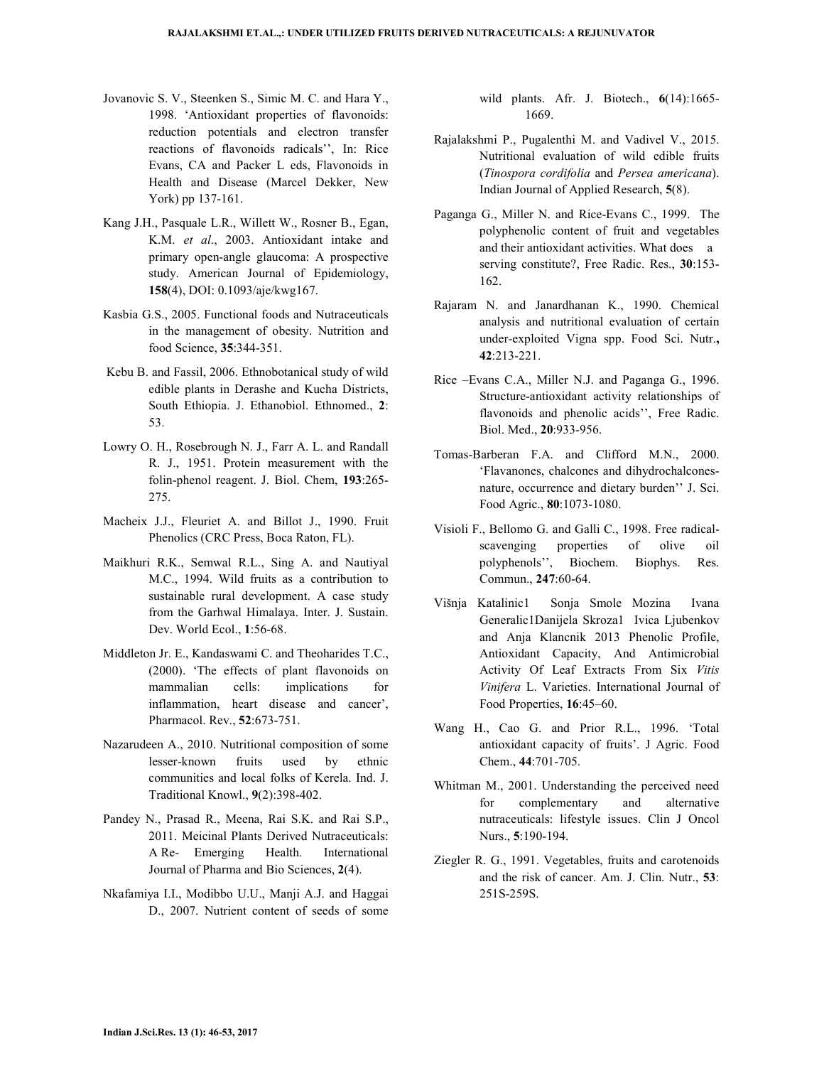Jovanovic S. V., Steenken S., Simic M. C. and Hara Y., 1998. 'Antioxidant properties of flavonoids: reduction potentials and electron transfer reactions of flavonoids radicals'', In: Rice Evans, CA and Packer L eds, Flavonoids in Health and Disease (Marcel Dekker, New York) pp 137-161.

Kang J.H., Pasquale L.R., Willett W., Rosner B., Egan, K.M. *et al*., 2003. Antioxidant intake and primary open-angle glaucoma: A prospective study. American Journal of Epidemiology, **158**(4), DOI: 0.1093/aje/kwg167.

Kasbia G.S., 2005. Functional foods and Nutraceuticals in the management of obesity. Nutrition and food Science, **35**:344-351.

Kebu B. and Fassil, 2006. Ethnobotanical study of wild edible plants in Derashe and Kucha Districts, South Ethiopia. J. Ethanobiol. Ethnomed., **2**: 53.

Lowry O. H., Rosebrough N. J., Farr A. L. and Randall R. J., 1951. Protein measurement with the folin-phenol reagent. J. Biol. Chem, **193**:265-275.

Macheix J.J., Fleuriet A. and Billot J., 1990. Fruit Phenolics (CRC Press, Boca Raton, FL).

Maikhuri R.K., Semwal R.L., Sing A. and Nautiyal M.C., 1994. Wild fruits as a contribution to sustainable rural development. A case study from the Garhwal Himalaya. Inter. J. Sustain. Dev. World Ecol., **1**:56-68.

Middleton Jr. E., Kandaswami C. and Theoharides T.C., (2000). 'The effects of plant flavonoids on mammalian cells: implications for inflammation, heart disease and cancer', Pharmacol. Rev., **52**:673-751.

Nazarudeen A., 2010. Nutritional composition of some lesser-known fruits used by ethnic communities and local folks of Kerela. Ind. J. Traditional Knowl., **9**(2):398-402.

Pandey N., Prasad R., Meena, Rai S.K. and Rai S.P., 2011. Meicinal Plants Derived Nutraceuticals: A Re- Emerging Health. International Journal of Pharma and Bio Sciences, **2**(4).

Nkafamiya I.I., Modibbo U.U., Manji A.J. and Haggai D., 2007. Nutrient content of seeds of some wild plants. Afr. J. Biotech., **6**(14):1665-1669.

Rajalakshmi P., Pugalenthi M. and Vadivel V., 2015. Nutritional evaluation of wild edible fruits (*Tinospora cordifolia* and *Persea americana*). Indian Journal of Applied Research, **5**(8).

Paganga G., Miller N. and Rice-Evans C., 1999. The polyphenolic content of fruit and vegetables and their antioxidant activities. What does a serving constitute?, Free Radic. Res., **30**:153-162.

Rajaram N. and Janardhanan K., 1990. Chemical analysis and nutritional evaluation of certain under-exploited Vigna spp. Food Sci. Nutr.**,** **42**:213-221.

Rice –Evans C.A., Miller N.J. and Paganga G., 1996. Structure-antioxidant activity relationships of flavonoids and phenolic acids'', Free Radic. Biol. Med., **20**:933-956.

Tomas-Barberan F.A. and Clifford M.N., 2000. 'Flavanones, chalcones and dihydrochalcones-nature, occurrence and dietary burden'' J. Sci. Food Agric., **80**:1073-1080.

Visioli F., Bellomo G. and Galli C., 1998. Free radical-scavenging properties of olive oil polyphenols'', Biochem. Biophys. Res. Commun., **247**:60-64.

Višnja Katalinic1 Sonja Smole Mozina Ivana Generalic1Danijela Skroza1 Ivica Ljubenkov and Anja Klancnik 2013 Phenolic Profile, Antioxidant Capacity, And Antimicrobial Activity Of Leaf Extracts From Six *Vitis Vinifera* L. Varieties. International Journal of Food Properties, **16**:45–60.

Wang H., Cao G. and Prior R.L., 1996. 'Total antioxidant capacity of fruits'. J Agric. Food Chem., **44**:701-705.

Whitman M., 2001. Understanding the perceived need for complementary and alternative nutraceuticals: lifestyle issues. Clin J Oncol Nurs., **5**:190-194.

Ziegler R. G., 1991. Vegetables, fruits and carotenoids and the risk of cancer. Am. J. Clin. Nutr., **53**: 251S-259S.